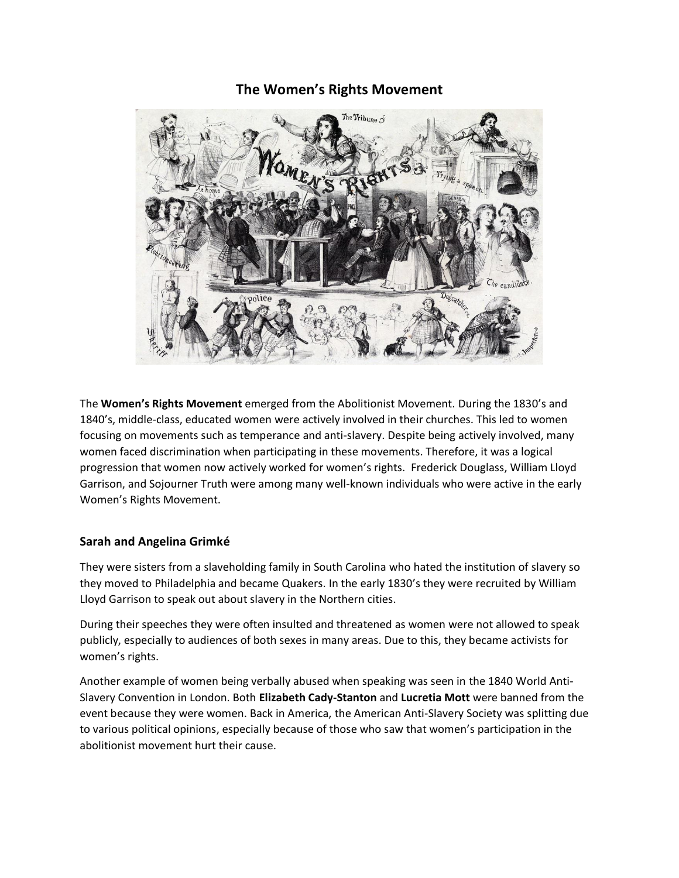# The Women's Rights Movement

The **Women's Rights Movement** emerged from the Abolitionist Movement. During the 1830's and 1840's, middle-class, educated women were actively involved in their churches. This led to women focusing on movements such as temperance and anti-slavery. Despite being actively involved, many women faced discrimination when participating in these movements. Therefore, it was a logical progression that women now actively worked for women's rights. Frederick Douglass, William Lloyd Garrison, and Sojourner Truth were among many well-known individuals who were active in the early Women's Rights Movement.

## Sarah and Angelina Grimké

They were sisters from a slaveholding family in South Carolina who hated the institution of slavery so they moved to Philadelphia and became Quakers. In the early 1830's they were recruited by William Lloyd Garrison to speak out about slavery in the Northern cities.

During their speeches they were often insulted and threatened as women were not allowed to speak publicly, especially to audiences of both sexes in many areas. Due to this, they became activists for women's rights.

Another example of women being verbally abused when speaking was seen in the 1840 World Anti-Slavery Convention in London. Both **Elizabeth Cady-Stanton** and **Lucretia Mott** were banned from the event because they were women. Back in America, the American Anti-Slavery Society was splitting due to various political opinions, especially because of those who saw that women's participation in the abolitionist movement hurt their cause.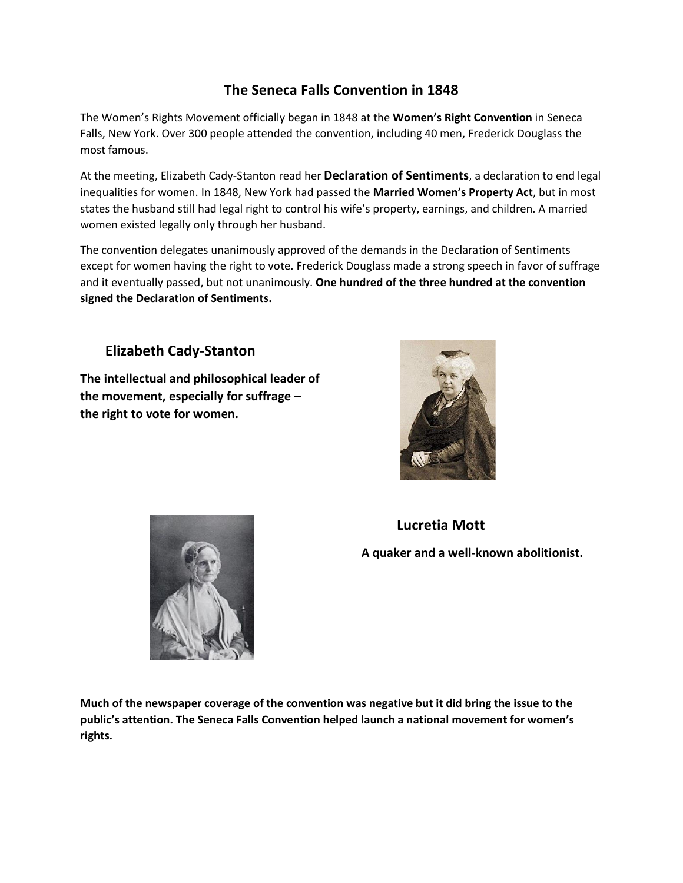# The Seneca Falls Convention in 1848

The Women's Rights Movement officially began in 1848 at the **Women's Right Convention** in Seneca Falls, New York. Over 300 people attended the convention, including 40 men, Frederick Douglass the most famous.

At the meeting, Elizabeth Cady-Stanton read her **Declaration of Sentiments**, a declaration to end legal inequalities for women. In 1848, New York had passed the **Married Women's Property Act**, but in most states the husband still had legal right to control his wife's property, earnings, and children. A married women existed legally only through her husband.

The convention delegates unanimously approved of the demands in the Declaration of Sentiments except for women having the right to vote. Frederick Douglass made a strong speech in favor of suffrage and it eventually passed, but not unanimously. **One hundred of the three hundred at the convention signed the Declaration of Sentiments.**

## Elizabeth Cady-Stanton

**The intellectual and philosophical leader of the movement, especially for suffrage – the right to vote for women.**

## Lucretia Mott

**A quaker and a well-known abolitionist.**

**Much of the newspaper coverage of the convention was negative but it did bring the issue to the public's attention. The Seneca Falls Convention helped launch a national movement for women's rights.**